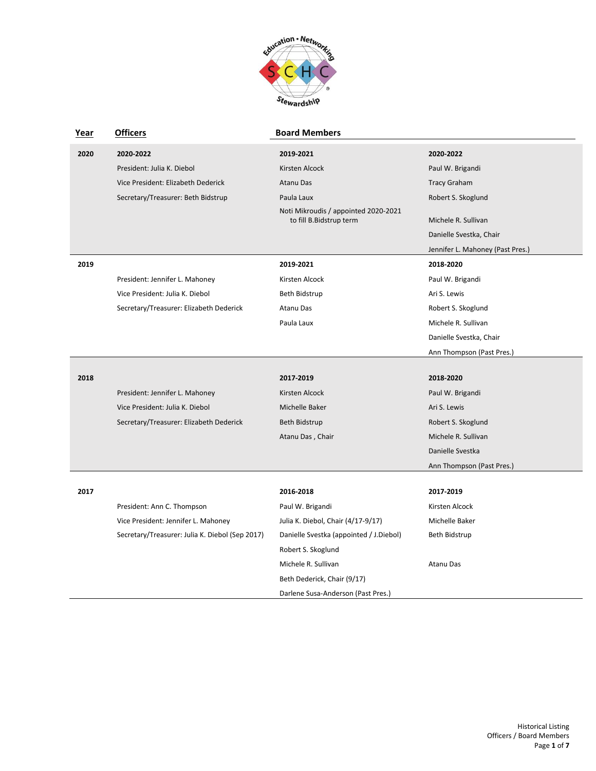| Year | Officers | Board Members | |
|---|---|---|---|
| **2020** | **2020-2022** | **2019-2021** | **2020-2022** |
| | President: Julia K. Diebol | Kirsten Alcock | Paul W. Brigandi |
| | Vice President: Elizabeth Dederick | Atanu Das | Tracy Graham |
| | Secretary/Treasurer: Beth Bidstrup | Paula Laux | Robert S. Skoglund |
| | | Noti Mikroudis / appointed 2020-2021 to fill B.Bidstrup term | Michele R. Sullivan |
| | | | Danielle Svestka, Chair |
| | | | Jennifer L. Mahoney (Past Pres.) |
| **2019** | | **2019-2021** | **2018-2020** |
| | President: Jennifer L. Mahoney | Kirsten Alcock | Paul W. Brigandi |
| | Vice President: Julia K. Diebol | Beth Bidstrup | Ari S. Lewis |
| | Secretary/Treasurer: Elizabeth Dederick | Atanu Das | Robert S. Skoglund |
| | | Paula Laux | Michele R. Sullivan |
| | | | Danielle Svestka, Chair |
| | | | Ann Thompson (Past Pres.) |
| **2018** | | **2017-2019** | **2018-2020** |
| | President: Jennifer L. Mahoney | Kirsten Alcock | Paul W. Brigandi |
| | Vice President: Julia K. Diebol | Michelle Baker | Ari S. Lewis |
| | Secretary/Treasurer: Elizabeth Dederick | Beth Bidstrup | Robert S. Skoglund |
| | | Atanu Das , Chair | Michele R. Sullivan |
| | | | Danielle Svestka |
| | | | Ann Thompson (Past Pres.) |
| **2017** | | **2016-2018** | **2017-2019** |
| | President: Ann C. Thompson | Paul W. Brigandi | Kirsten Alcock |
| | Vice President: Jennifer L. Mahoney | Julia K. Diebol, Chair (4/17-9/17) | Michelle Baker |
| | Secretary/Treasurer: Julia K. Diebol (Sep 2017) | Danielle Svestka (appointed / J.Diebol) | Beth Bidstrup |
| | | Robert S. Skoglund | |
| | | Michele R. Sullivan | Atanu Das |
| | | Beth Dederick, Chair (9/17) | |
| | | Darlene Susa-Anderson (Past Pres.) | |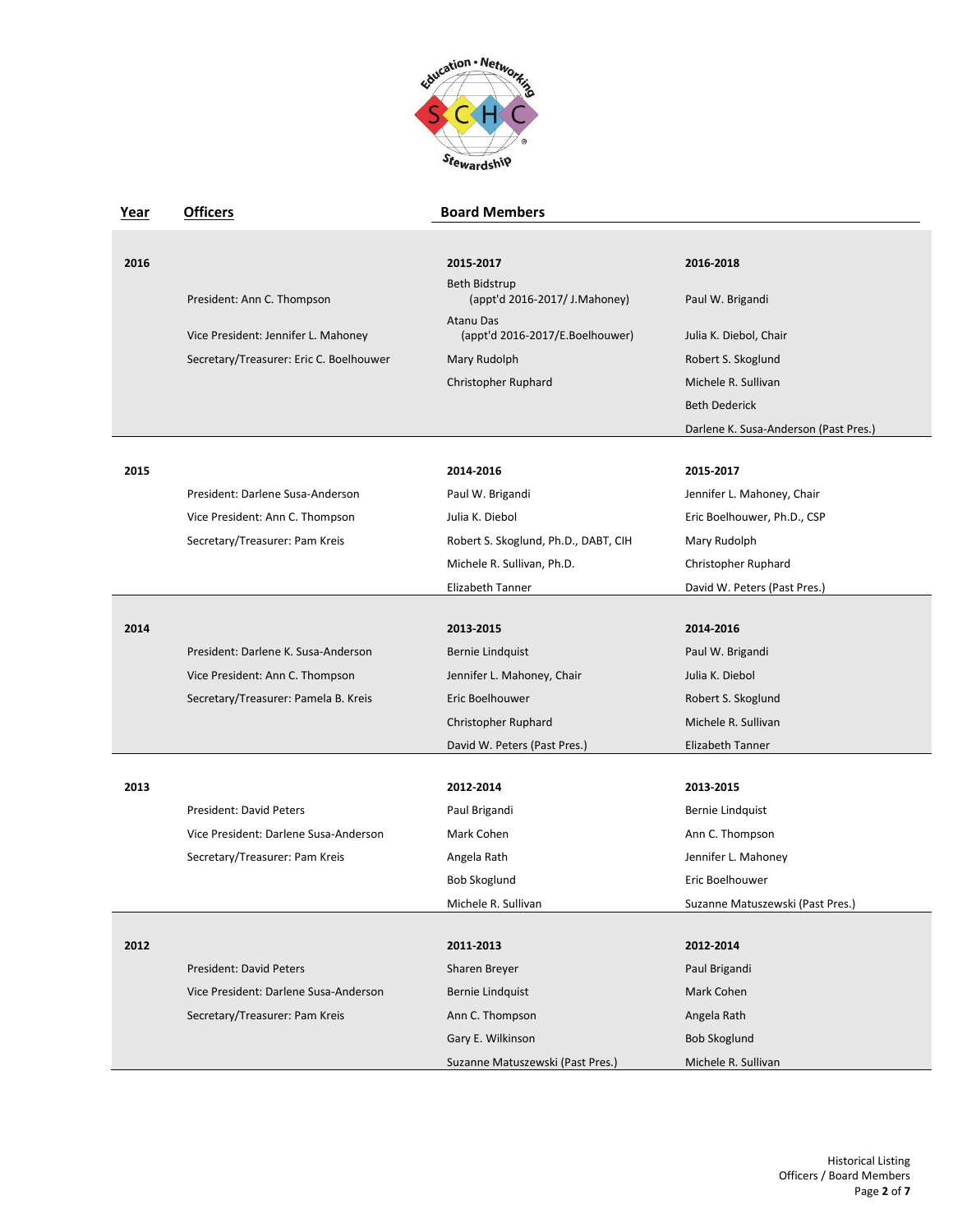| Year | Officers | Board Members | |
|---|---|---|---|
| **2016** | | **2015-2017** | **2016-2018** |
| | President: Ann C. Thompson | Beth Bidstrup (appt'd 2016-2017/ J.Mahoney) | Paul W. Brigandi |
| | Vice President: Jennifer L. Mahoney | Atanu Das (appt'd 2016-2017/E.Boelhouwer) | Julia K. Diebol, Chair |
| | Secretary/Treasurer: Eric C. Boelhouwer | Mary Rudolph | Robert S. Skoglund |
| | | Christopher Ruphard | Michele R. Sullivan |
| | | | Beth Dederick |
| | | | Darlene K. Susa-Anderson (Past Pres.) |
| **2015** | | **2014-2016** | **2015-2017** |
| | President: Darlene Susa-Anderson | Paul W. Brigandi | Jennifer L. Mahoney, Chair |
| | Vice President: Ann C. Thompson | Julia K. Diebol | Eric Boelhouwer, Ph.D., CSP |
| | Secretary/Treasurer: Pam Kreis | Robert S. Skoglund, Ph.D., DABT, CIH | Mary Rudolph |
| | | Michele R. Sullivan, Ph.D. | Christopher Ruphard |
| | | Elizabeth Tanner | David W. Peters (Past Pres.) |
| **2014** | | **2013-2015** | **2014-2016** |
| | President: Darlene K. Susa-Anderson | Bernie Lindquist | Paul W. Brigandi |
| | Vice President: Ann C. Thompson | Jennifer L. Mahoney, Chair | Julia K. Diebol |
| | Secretary/Treasurer: Pamela B. Kreis | Eric Boelhouwer | Robert S. Skoglund |
| | | Christopher Ruphard | Michele R. Sullivan |
| | | David W. Peters (Past Pres.) | Elizabeth Tanner |
| **2013** | | **2012-2014** | **2013-2015** |
| | President: David Peters | Paul Brigandi | Bernie Lindquist |
| | Vice President: Darlene Susa-Anderson | Mark Cohen | Ann C. Thompson |
| | Secretary/Treasurer: Pam Kreis | Angela Rath | Jennifer L. Mahoney |
| | | Bob Skoglund | Eric Boelhouwer |
| | | Michele R. Sullivan | Suzanne Matuszewski (Past Pres.) |
| **2012** | | **2011-2013** | **2012-2014** |
| | President: David Peters | Sharen Breyer | Paul Brigandi |
| | Vice President: Darlene Susa-Anderson | Bernie Lindquist | Mark Cohen |
| | Secretary/Treasurer: Pam Kreis | Ann C. Thompson | Angela Rath |
| | | Gary E. Wilkinson | Bob Skoglund |
| | | Suzanne Matuszewski (Past Pres.) | Michele R. Sullivan |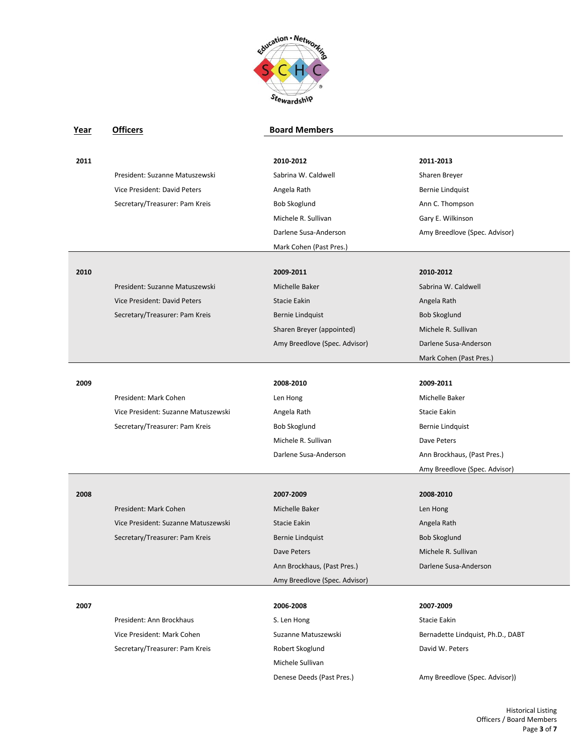| Year | Officers | Board Members | |
|---|---|---|---|
| **2011** | | **2010-2012** | **2011-2013** |
| | President: Suzanne Matuszewski | Sabrina W. Caldwell | Sharen Breyer |
| | Vice President: David Peters | Angela Rath | Bernie Lindquist |
| | Secretary/Treasurer: Pam Kreis | Bob Skoglund | Ann C. Thompson |
| | | Michele R. Sullivan | Gary E. Wilkinson |
| | | Darlene Susa-Anderson | Amy Breedlove (Spec. Advisor) |
| | | Mark Cohen (Past Pres.) | |
| **2010** | | **2009-2011** | **2010-2012** |
| | President: Suzanne Matuszewski | Michelle Baker | Sabrina W. Caldwell |
| | Vice President: David Peters | Stacie Eakin | Angela Rath |
| | Secretary/Treasurer: Pam Kreis | Bernie Lindquist | Bob Skoglund |
| | | Sharen Breyer (appointed) | Michele R. Sullivan |
| | | Amy Breedlove (Spec. Advisor) | Darlene Susa-Anderson |
| | | | Mark Cohen (Past Pres.) |
| **2009** | | **2008-2010** | **2009-2011** |
| | President: Mark Cohen | Len Hong | Michelle Baker |
| | Vice President: Suzanne Matuszewski | Angela Rath | Stacie Eakin |
| | Secretary/Treasurer: Pam Kreis | Bob Skoglund | Bernie Lindquist |
| | | Michele R. Sullivan | Dave Peters |
| | | Darlene Susa-Anderson | Ann Brockhaus, (Past Pres.) |
| | | | Amy Breedlove (Spec. Advisor) |
| **2008** | | **2007-2009** | **2008-2010** |
| | President: Mark Cohen | Michelle Baker | Len Hong |
| | Vice President: Suzanne Matuszewski | Stacie Eakin | Angela Rath |
| | Secretary/Treasurer: Pam Kreis | Bernie Lindquist | Bob Skoglund |
| | | Dave Peters | Michele R. Sullivan |
| | | Ann Brockhaus, (Past Pres.) | Darlene Susa-Anderson |
| | | Amy Breedlove (Spec. Advisor) | |
| **2007** | | **2006-2008** | **2007-2009** |
| | President: Ann Brockhaus | S. Len Hong | Stacie Eakin |
| | Vice President: Mark Cohen | Suzanne Matuszewski | Bernadette Lindquist, Ph.D., DABT |
| | Secretary/Treasurer: Pam Kreis | Robert Skoglund | David W. Peters |
| | | Michele Sullivan | |
| | | Denese Deeds (Past Pres.) | Amy Breedlove (Spec. Advisor)) |

Historical Listing
Officers / Board Members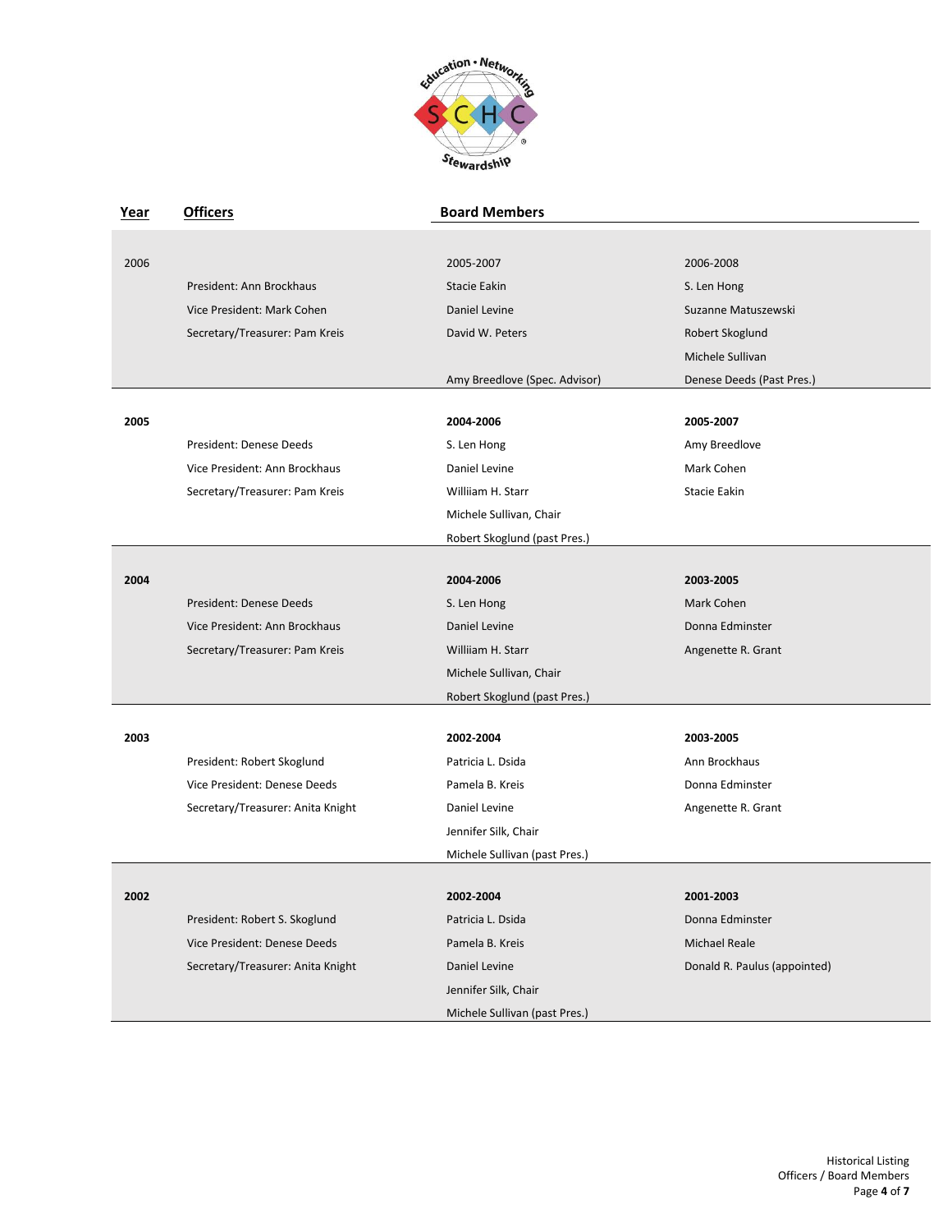| Year | Officers | Board Members | |
|---|---|---|---|
| 2006 | | 2005-2007 | 2006-2008 |
| | President: Ann Brockhaus | Stacie Eakin | S. Len Hong |
| | Vice President: Mark Cohen | Daniel Levine | Suzanne Matuszewski |
| | Secretary/Treasurer: Pam Kreis | David W. Peters | Robert Skoglund |
| | | | Michele Sullivan |
| | | Amy Breedlove (Spec. Advisor) | Denese Deeds (Past Pres.) |
| **2005** | | **2004-2006** | **2005-2007** |
| | President: Denese Deeds | S. Len Hong | Amy Breedlove |
| | Vice President: Ann Brockhaus | Daniel Levine | Mark Cohen |
| | Secretary/Treasurer: Pam Kreis | Williiam H. Starr | Stacie Eakin |
| | | Michele Sullivan, Chair | |
| | | Robert Skoglund (past Pres.) | |
| **2004** | | **2004-2006** | **2003-2005** |
| | President: Denese Deeds | S. Len Hong | Mark Cohen |
| | Vice President: Ann Brockhaus | Daniel Levine | Donna Edminster |
| | Secretary/Treasurer: Pam Kreis | Williiam H. Starr | Angenette R. Grant |
| | | Michele Sullivan, Chair | |
| | | Robert Skoglund (past Pres.) | |
| **2003** | | **2002-2004** | **2003-2005** |
| | President: Robert Skoglund | Patricia L. Dsida | Ann Brockhaus |
| | Vice President: Denese Deeds | Pamela B. Kreis | Donna Edminster |
| | Secretary/Treasurer: Anita Knight | Daniel Levine | Angenette R. Grant |
| | | Jennifer Silk, Chair | |
| | | Michele Sullivan (past Pres.) | |
| **2002** | | **2002-2004** | **2001-2003** |
| | President: Robert S. Skoglund | Patricia L. Dsida | Donna Edminster |
| | Vice President: Denese Deeds | Pamela B. Kreis | Michael Reale |
| | Secretary/Treasurer: Anita Knight | Daniel Levine | Donald R. Paulus (appointed) |
| | | Jennifer Silk, Chair | |
| | | Michele Sullivan (past Pres.) | |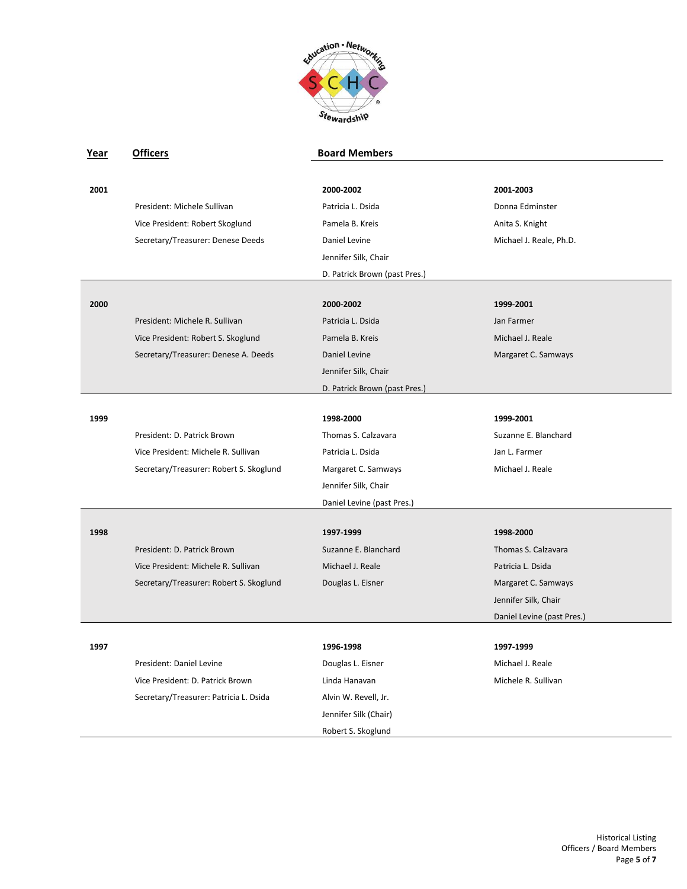| Year | Officers | Board Members | |
|---|---|---|---|
| **2001** | | **2000-2002** | **2001-2003** |
| | President: Michele Sullivan | Patricia L. Dsida | Donna Edminster |
| | Vice President: Robert Skoglund | Pamela B. Kreis | Anita S. Knight |
| | Secretary/Treasurer: Denese Deeds | Daniel Levine | Michael J. Reale, Ph.D. |
| | | Jennifer Silk, Chair | |
| | | D. Patrick Brown (past Pres.) | |
| **2000** | | **2000-2002** | **1999-2001** |
| | President: Michele R. Sullivan | Patricia L. Dsida | Jan Farmer |
| | Vice President: Robert S. Skoglund | Pamela B. Kreis | Michael J. Reale |
| | Secretary/Treasurer: Denese A. Deeds | Daniel Levine | Margaret C. Samways |
| | | Jennifer Silk, Chair | |
| | | D. Patrick Brown (past Pres.) | |
| **1999** | | **1998-2000** | **1999-2001** |
| | President: D. Patrick Brown | Thomas S. Calzavara | Suzanne E. Blanchard |
| | Vice President: Michele R. Sullivan | Patricia L. Dsida | Jan L. Farmer |
| | Secretary/Treasurer: Robert S. Skoglund | Margaret C. Samways | Michael J. Reale |
| | | Jennifer Silk, Chair | |
| | | Daniel Levine (past Pres.) | |
| **1998** | | **1997-1999** | **1998-2000** |
| | President: D. Patrick Brown | Suzanne E. Blanchard | Thomas S. Calzavara |
| | Vice President: Michele R. Sullivan | Michael J. Reale | Patricia L. Dsida |
| | Secretary/Treasurer: Robert S. Skoglund | Douglas L. Eisner | Margaret C. Samways |
| | | | Jennifer Silk, Chair |
| | | | Daniel Levine (past Pres.) |
| **1997** | | **1996-1998** | **1997-1999** |
| | President: Daniel Levine | Douglas L. Eisner | Michael J. Reale |
| | Vice President: D. Patrick Brown | Linda Hanavan | Michele R. Sullivan |
| | Secretary/Treasurer: Patricia L. Dsida | Alvin W. Revell, Jr. | |
| | | Jennifer Silk (Chair) | |
| | | Robert S. Skoglund | |

Historical Listing
Officers / Board Members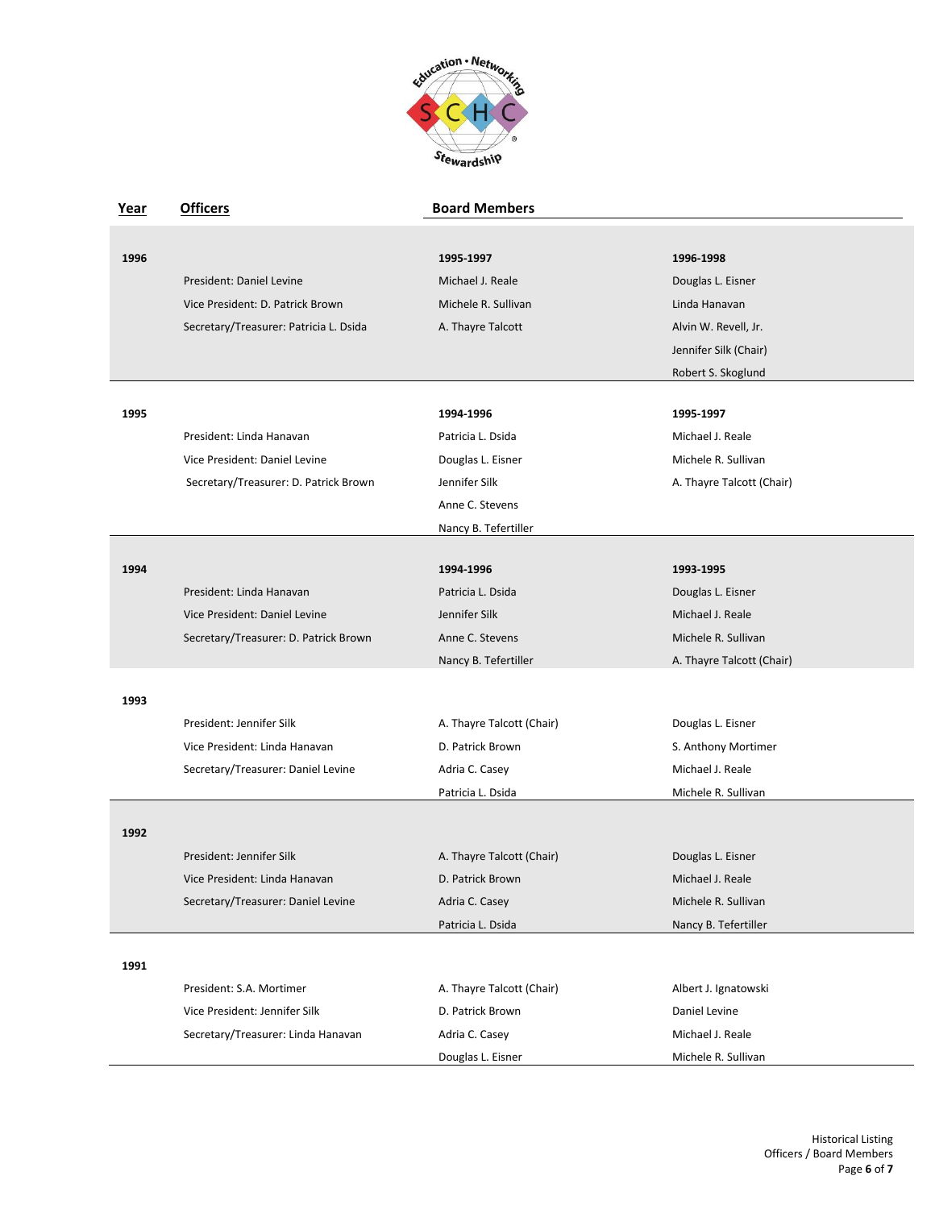| Year | Officers | Board Members | |
|---|---|---|---|
| **1996** | | **1995-1997** | **1996-1998** |
| | President: Daniel Levine | Michael J. Reale | Douglas L. Eisner |
| | Vice President: D. Patrick Brown | Michele R. Sullivan | Linda Hanavan |
| | Secretary/Treasurer: Patricia L. Dsida | A. Thayre Talcott | Alvin W. Revell, Jr. |
| | | | Jennifer Silk (Chair) |
| | | | Robert S. Skoglund |
| **1995** | | **1994-1996** | **1995-1997** |
| | President: Linda Hanavan | Patricia L. Dsida | Michael J. Reale |
| | Vice President: Daniel Levine | Douglas L. Eisner | Michele R. Sullivan |
| | Secretary/Treasurer: D. Patrick Brown | Jennifer Silk | A. Thayre Talcott (Chair) |
| | | Anne C. Stevens | |
| | | Nancy B. Tefertiller | |
| **1994** | | **1994-1996** | **1993-1995** |
| | President: Linda Hanavan | Patricia L. Dsida | Douglas L. Eisner |
| | Vice President: Daniel Levine | Jennifer Silk | Michael J. Reale |
| | Secretary/Treasurer: D. Patrick Brown | Anne C. Stevens | Michele R. Sullivan |
| | | Nancy B. Tefertiller | A. Thayre Talcott (Chair) |
| **1993** | | | |
| | President: Jennifer Silk | A. Thayre Talcott (Chair) | Douglas L. Eisner |
| | Vice President: Linda Hanavan | D. Patrick Brown | S. Anthony Mortimer |
| | Secretary/Treasurer: Daniel Levine | Adria C. Casey | Michael J. Reale |
| | | Patricia L. Dsida | Michele R. Sullivan |
| **1992** | | | |
| | President: Jennifer Silk | A. Thayre Talcott (Chair) | Douglas L. Eisner |
| | Vice President: Linda Hanavan | D. Patrick Brown | Michael J. Reale |
| | Secretary/Treasurer: Daniel Levine | Adria C. Casey | Michele R. Sullivan |
| | | Patricia L. Dsida | Nancy B. Tefertiller |
| **1991** | | | |
| | President: S.A. Mortimer | A. Thayre Talcott (Chair) | Albert J. Ignatowski |
| | Vice President: Jennifer Silk | D. Patrick Brown | Daniel Levine |
| | Secretary/Treasurer: Linda Hanavan | Adria C. Casey | Michael J. Reale |
| | | Douglas L. Eisner | Michele R. Sullivan |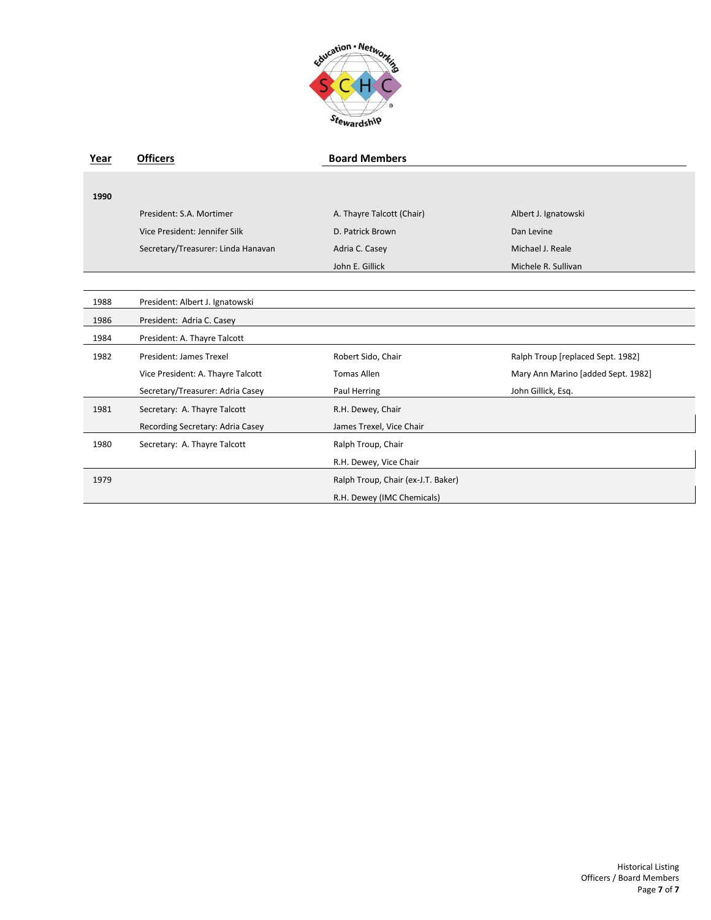| Year | Officers | Board Members | |
|---|---|---|---|
| **1990** | | | |
| | President: S.A. Mortimer | A. Thayre Talcott (Chair) | Albert J. Ignatowski |
| | Vice President: Jennifer Silk | D. Patrick Brown | Dan Levine |
| | Secretary/Treasurer: Linda Hanavan | Adria C. Casey | Michael J. Reale |
| | | John E. Gillick | Michele R. Sullivan |
| 1988 | President: Albert J. Ignatowski | | |
| 1986 | President: Adria C. Casey | | |
| 1984 | President: A. Thayre Talcott | | |
| 1982 | President: James Trexel | Robert Sido, Chair | Ralph Troup [replaced Sept. 1982] |
| | Vice President: A. Thayre Talcott | Tomas Allen | Mary Ann Marino [added Sept. 1982] |
| | Secretary/Treasurer: Adria Casey | Paul Herring | John Gillick, Esq. |
| 1981 | Secretary: A. Thayre Talcott | R.H. Dewey, Chair | |
| | Recording Secretary: Adria Casey | James Trexel, Vice Chair | |
| 1980 | Secretary: A. Thayre Talcott | Ralph Troup, Chair | |
| | | R.H. Dewey, Vice Chair | |
| 1979 | | Ralph Troup, Chair (ex-J.T. Baker) | |
| | | R.H. Dewey (IMC Chemicals) | |

Historical Listing
Officers / Board Members